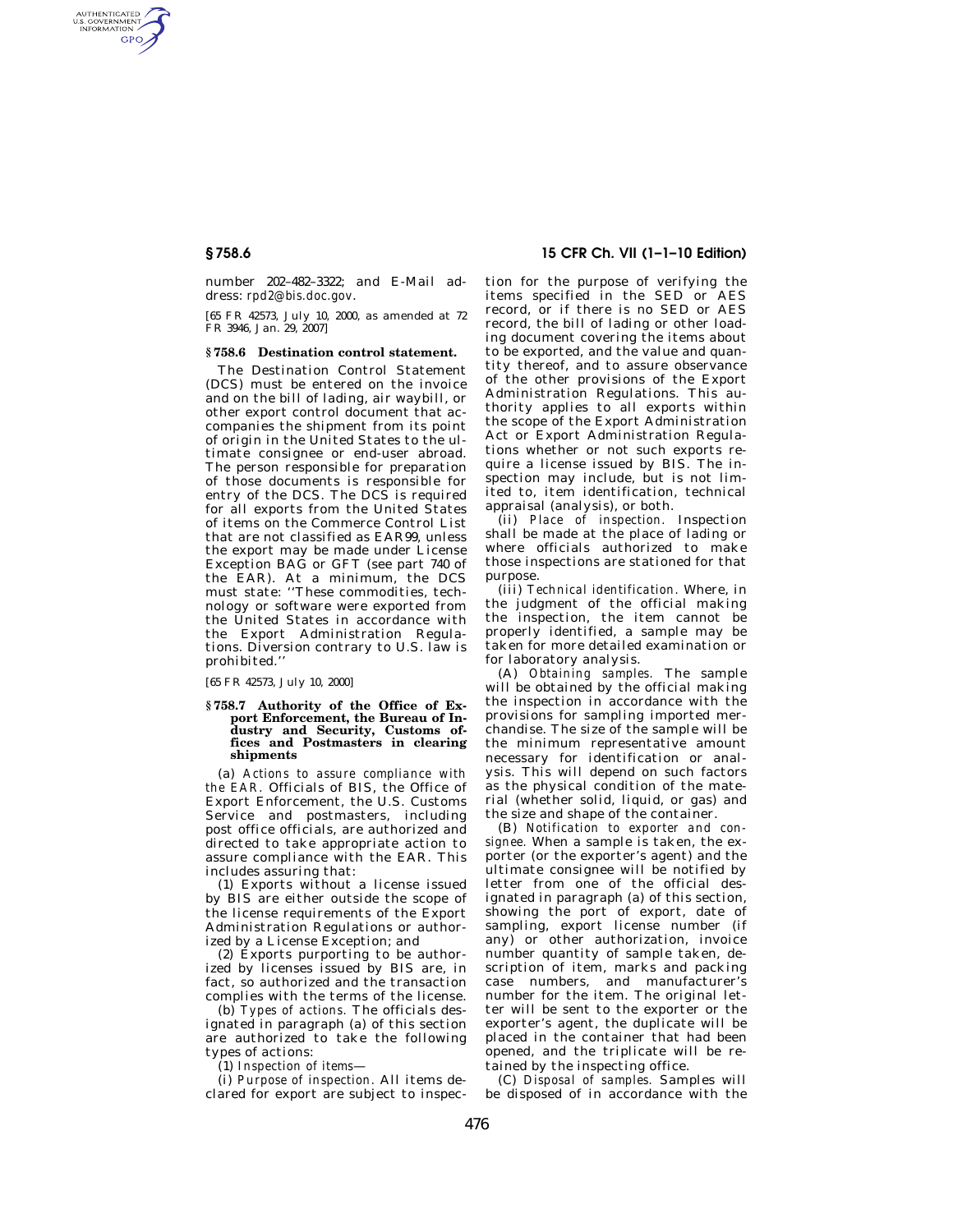number 202–482–3322; and E-Mail address: *rpd2@bis.doc.gov*.

[65 FR 42573, July 10, 2000, as amended at 72 FR 3946, Jan. 29, 2007]

### § 758.6 Destination control statement.

The Destination Control Statement (DCS) must be entered on the invoice and on the bill of lading, air waybill, or other export control document that accompanies the shipment from its point of origin in the United States to the ultimate consignee or end-user abroad. The person responsible for preparation of those documents is responsible for entry of the DCS. The DCS is required for all exports from the United States of items on the Commerce Control List that are not classified as EAR99, unless the export may be made under License Exception BAG or GFT (see part 740 of the EAR). At a minimum, the DCS must state: ''These commodities, technology or software were exported from the United States in accordance with the Export Administration Regulations. Diversion contrary to U.S. law is prohibited.''

[65 FR 42573, July 10, 2000]

### § 758.7 Authority of the Office of Export Enforcement, the Bureau of Industry and Security, Customs offices and Postmasters in clearing shipments

(a) *Actions to assure compliance with the EAR.* Officials of BIS, the Office of Export Enforcement, the U.S. Customs Service and postmasters, including post office officials, are authorized and directed to take appropriate action to assure compliance with the EAR. This includes assuring that:

(1) Exports without a license issued by BIS are either outside the scope of the license requirements of the Export Administration Regulations or authorized by a License Exception; and

(2) Exports purporting to be authorized by licenses issued by BIS are, in fact, so authorized and the transaction complies with the terms of the license.

(b) *Types of actions.* The officials designated in paragraph (a) of this section are authorized to take the following types of actions:

(1) *Inspection of items*—

(i) *Purpose of inspection.* All items declared for export are subject to inspection for the purpose of verifying the items specified in the SED or AES record, or if there is no SED or AES record, the bill of lading or other loading document covering the items about to be exported, and the value and quantity thereof, and to assure observance of the other provisions of the Export Administration Regulations. This authority applies to all exports within the scope of the Export Administration Act or Export Administration Regulations whether or not such exports require a license issued by BIS. The inspection may include, but is not limited to, item identification, technical appraisal (analysis), or both.

(ii) *Place of inspection.* Inspection shall be made at the place of lading or where officials authorized to make those inspections are stationed for that purpose.

(iii) *Technical identification.* Where, in the judgment of the official making the inspection, the item cannot be properly identified, a sample may be taken for more detailed examination or for laboratory analysis.

(A) *Obtaining samples.* The sample will be obtained by the official making the inspection in accordance with the provisions for sampling imported merchandise. The size of the sample will be the minimum representative amount necessary for identification or analysis. This will depend on such factors as the physical condition of the material (whether solid, liquid, or gas) and the size and shape of the container.

(B) *Notification to exporter and consignee.* When a sample is taken, the exporter (or the exporter's agent) and the ultimate consignee will be notified by letter from one of the official designated in paragraph (a) of this section, showing the port of export, date of sampling, export license number (if any) or other authorization, invoice number quantity of sample taken, description of item, marks and packing case numbers, and manufacturer's number for the item. The original letter will be sent to the exporter or the exporter's agent, the duplicate will be placed in the container that had been opened, and the triplicate will be retained by the inspecting office.

(C) *Disposal of samples.* Samples will be disposed of in accordance with the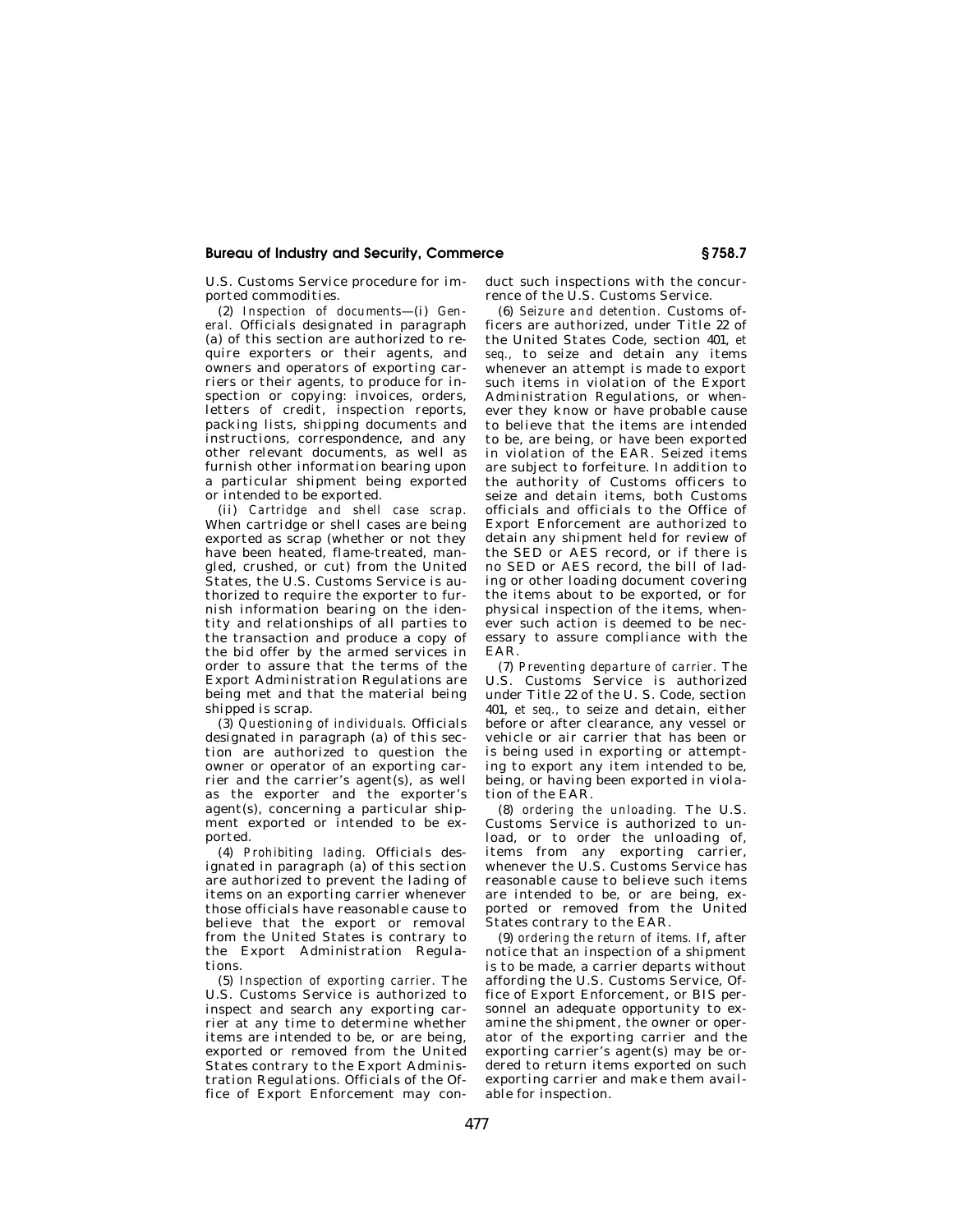U.S. Customs Service procedure for imported commodities.

(2) *Inspection of documents*—(i) *General.* Officials designated in paragraph (a) of this section are authorized to require exporters or their agents, and owners and operators of exporting carriers or their agents, to produce for inspection or copying: invoices, orders, letters of credit, inspection reports, packing lists, shipping documents and instructions, correspondence, and any other relevant documents, as well as furnish other information bearing upon a particular shipment being exported or intended to be exported.

(ii) *Cartridge and shell case scrap.* When cartridge or shell cases are being exported as scrap (whether or not they have been heated, flame-treated, mangled, crushed, or cut) from the United States, the U.S. Customs Service is authorized to require the exporter to furnish information bearing on the identity and relationships of all parties to the transaction and produce a copy of the bid offer by the armed services in order to assure that the terms of the Export Administration Regulations are being met and that the material being shipped is scrap.

(3) *Questioning of individuals.* Officials designated in paragraph (a) of this section are authorized to question the owner or operator of an exporting carrier and the carrier's agent(s), as well as the exporter and the exporter's agent(s), concerning a particular shipment exported or intended to be exported.

(4) *Prohibiting lading.* Officials designated in paragraph (a) of this section are authorized to prevent the lading of items on an exporting carrier whenever those officials have reasonable cause to believe that the export or removal from the United States is contrary to the Export Administration Regulations.

(5) *Inspection of exporting carrier.* The U.S. Customs Service is authorized to inspect and search any exporting carrier at any time to determine whether items are intended to be, or are being, exported or removed from the United States contrary to the Export Administration Regulations. Officials of the Office of Export Enforcement may conduct such inspections with the concurrence of the U.S. Customs Service.

(6) *Seizure and detention.* Customs officers are authorized, under Title 22 of the United States Code, section 401, *et seq.*, to seize and detain any items whenever an attempt is made to export such items in violation of the Export Administration Regulations, or whenever they know or have probable cause to believe that the items are intended to be, are being, or have been exported in violation of the EAR. Seized items are subject to forfeiture. In addition to the authority of Customs officers to seize and detain items, both Customs officials and officials to the Office of Export Enforcement are authorized to detain any shipment held for review of the SED or AES record, or if there is no SED or AES record, the bill of lading or other loading document covering the items about to be exported, or for physical inspection of the items, whenever such action is deemed to be necessary to assure compliance with the EAR.

(7) *Preventing departure of carrier.* The U.S. Customs Service is authorized under Title 22 of the U. S. Code, section 401, *et seq.*, to seize and detain, either before or after clearance, any vessel or vehicle or air carrier that has been or is being used in exporting or attempting to export any item intended to be, being, or having been exported in violation of the EAR.

(8) *ordering the unloading.* The U.S. Customs Service is authorized to unload, or to order the unloading of, items from any exporting carrier, whenever the U.S. Customs Service has reasonable cause to believe such items are intended to be, or are being, exported or removed from the United States contrary to the EAR.

(9) *ordering the return of items.* If, after notice that an inspection of a shipment is to be made, a carrier departs without affording the U.S. Customs Service, Office of Export Enforcement, or BIS personnel an adequate opportunity to examine the shipment, the owner or operator of the exporting carrier and the exporting carrier's agent(s) may be ordered to return items exported on such exporting carrier and make them available for inspection.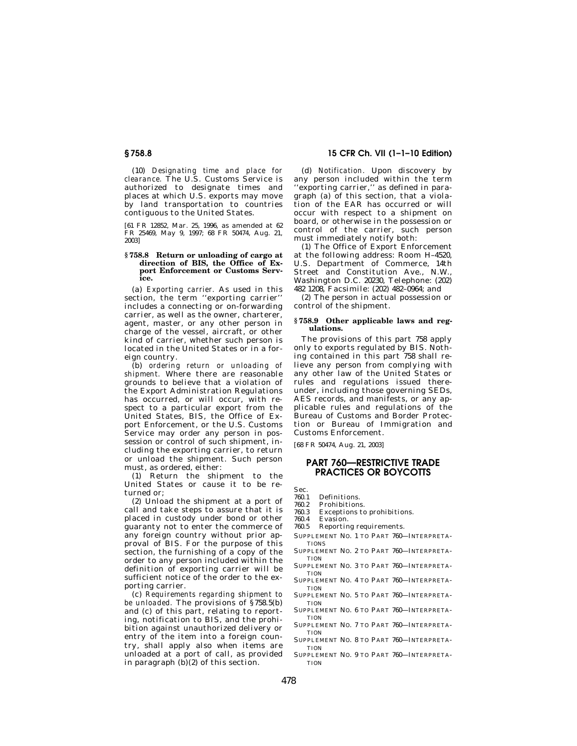(10) *Designating time and place for clearance.* The U.S. Customs Service is authorized to designate times and places at which U.S. exports may move by land transportation to countries contiguous to the United States.

[61 FR 12852, Mar. 25, 1996, as amended at 62 FR 25469, May 9, 1997; 68 FR 50474, Aug. 21, 2003]

### § 758.8 Return or unloading of cargo at direction of BIS, the Office of Export Enforcement or Customs Service.

(a) *Exporting carrier.* As used in this section, the term ''exporting carrier'' includes a connecting or on-forwarding carrier, as well as the owner, charterer, agent, master, or any other person in charge of the vessel, aircraft, or other kind of carrier, whether such person is located in the United States or in a foreign country.

(b) *ordering return or unloading of shipment.* Where there are reasonable grounds to believe that a violation of the Export Administration Regulations has occurred, or will occur, with respect to a particular export from the United States, BIS, the Office of Export Enforcement, or the U.S. Customs Service may order any person in possession or control of such shipment, including the exporting carrier, to return or unload the shipment. Such person must, as ordered, either:

(1) Return the shipment to the United States or cause it to be returned or;

(2) Unload the shipment at a port of call and take steps to assure that it is placed in custody under bond or other guaranty not to enter the commerce of any foreign country without prior approval of BIS. For the purpose of this section, the furnishing of a copy of the order to any person included within the definition of exporting carrier will be sufficient notice of the order to the exporting carrier.

(c) *Requirements regarding shipment to be unloaded.* The provisions of § 758.5(b) and (c) of this part, relating to reporting, notification to BIS, and the prohibition against unauthorized delivery or entry of the item into a foreign country, shall apply also when items are unloaded at a port of call, as provided in paragraph (b)(2) of this section.

(d) *Notification.* Upon discovery by any person included within the term ''exporting carrier,'' as defined in paragraph (a) of this section, that a violation of the EAR has occurred or will occur with respect to a shipment on board, or otherwise in the possession or control of the carrier, such person must immediately notify both:

(1) The Office of Export Enforcement at the following address: Room H–4520, U.S. Department of Commerce, 14th Street and Constitution Ave., N.W., Washington D.C. 20230, Telephone: (202) 482 1208, Facsimile: (202) 482–0964; and

(2) The person in actual possession or control of the shipment.

### § 758.9 Other applicable laws and regulations.

The provisions of this part 758 apply only to exports regulated by BIS. Nothing contained in this part 758 shall relieve any person from complying with any other law of the United States or rules and regulations issued thereunder, including those governing SEDs, AES records, and manifests, or any applicable rules and regulations of the Bureau of Customs and Border Protection or Bureau of Immigration and Customs Enforcement.

[68 FR 50474, Aug. 21, 2003]

## PART 760—RESTRICTIVE TRADE PRACTICES OR BOYCOTTS

Sec.
760.1 Definitions.
760.2 Prohibitions.
760.3 Exceptions to prohibitions.
760.4 Evasion.
760.5 Reporting requirements.

SUPPLEMENT NO. 1 TO PART 760—INTERPRETATIONS
SUPPLEMENT NO. 2 TO PART 760—INTERPRETATION
SUPPLEMENT NO. 3 TO PART 760—INTERPRETATION
SUPPLEMENT NO. 4 TO PART 760—INTERPRETATION
SUPPLEMENT NO. 5 TO PART 760—INTERPRETATION
SUPPLEMENT NO. 6 TO PART 760—INTERPRETATION
SUPPLEMENT NO. 7 TO PART 760—INTERPRETATION
SUPPLEMENT NO. 8 TO PART 760—INTERPRETATION
SUPPLEMENT NO. 9 TO PART 760—INTERPRETATION